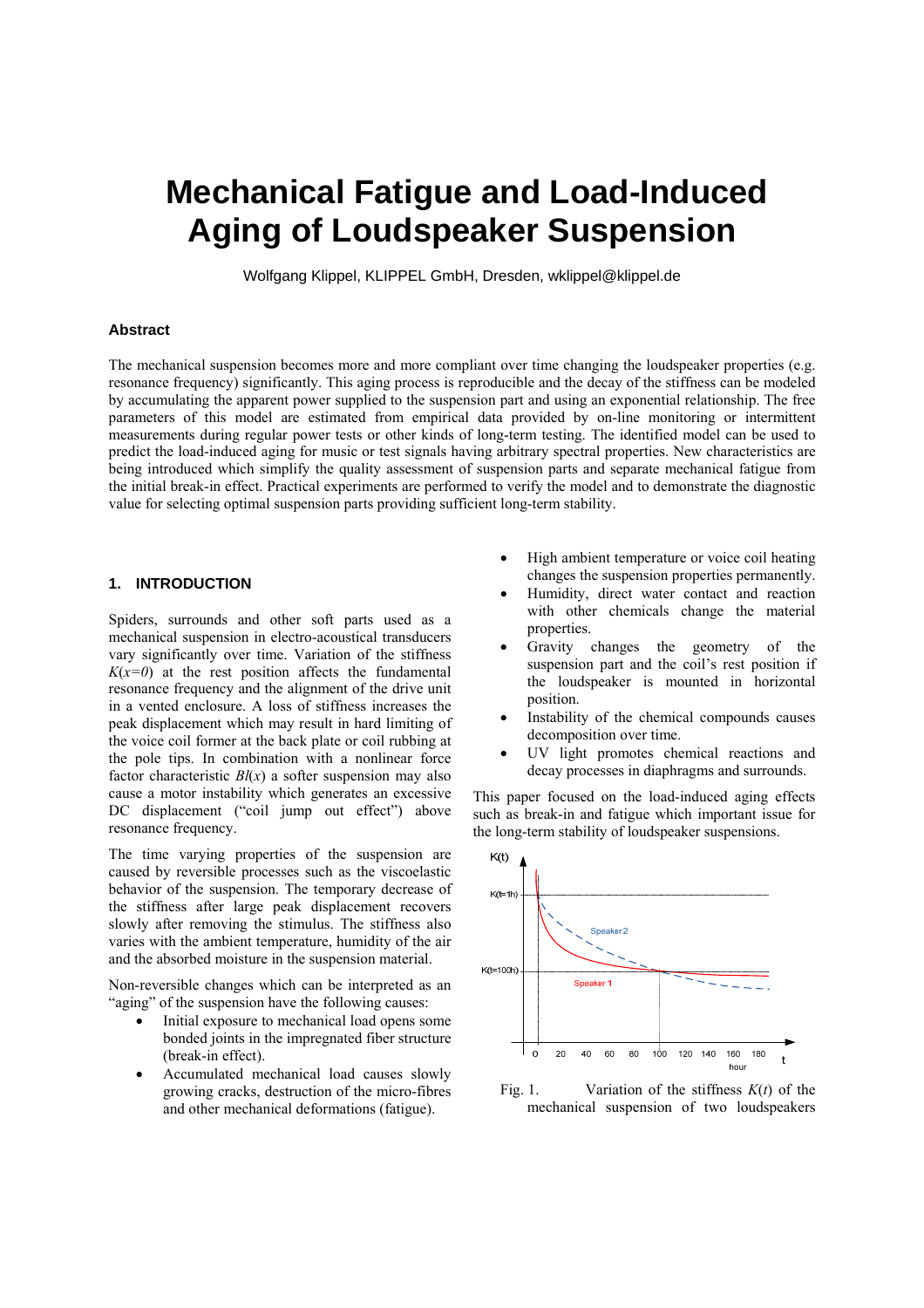# Mechanical Fatigue and Load-Induced Aging of Loudspeaker Suspension

Wolfgang Klippel, KLIPPEL GmbH, Dresden, wklippel@klippel.de

### Abstract

The mechanical suspension becomes more and more compliant over time changing the loudspeaker properties (e.g. resonance frequency) significantly. This aging process is reproducible and the decay of the stiffness can be modeled by accumulating the apparent power supplied to the suspension part and using an exponential relationship. The free parameters of this model are estimated from empirical data provided by on-line monitoring or intermittent measurements during regular power tests or other kinds of long-term testing. The identified model can be used to predict the load-induced aging for music or test signals having arbitrary spectral properties. New characteristics are being introduced which simplify the quality assessment of suspension parts and separate mechanical fatigue from the initial break-in effect. Practical experiments are performed to verify the model and to demonstrate the diagnostic value for selecting optimal suspension parts providing sufficient long-term stability.

## 1. INTRODUCTION

Spiders, surrounds and other soft parts used as a mechanical suspension in electro-acoustical transducers vary significantly over time. Variation of the stiffness $K(x=0)$ at the rest position affects the fundamental resonance frequency and the alignment of the drive unit in a vented enclosure. A loss of stiffness increases the peak displacement which may result in hard limiting of the voice coil former at the back plate or coil rubbing at the pole tips. In combination with a nonlinear force factor characteristic $Bl(x)$ a softer suspension may also cause a motor instability which generates an excessive DC displacement ("coil jump out effect") above resonance frequency.

The time varying properties of the suspension are caused by reversible processes such as the viscoelastic behavior of the suspension. The temporary decrease of the stiffness after large peak displacement recovers slowly after removing the stimulus. The stiffness also varies with the ambient temperature, humidity of the air and the absorbed moisture in the suspension material.

Non-reversible changes which can be interpreted as an "aging" of the suspension have the following causes:

- Initial exposure to mechanical load opens some bonded joints in the impregnated fiber structure (break-in effect).
- Accumulated mechanical load causes slowly growing cracks, destruction of the micro-fibres and other mechanical deformations (fatigue).
- High ambient temperature or voice coil heating changes the suspension properties permanently.
- Humidity, direct water contact and reaction with other chemicals change the material properties.
- Gravity changes the geometry of the suspension part and the coil's rest position if the loudspeaker is mounted in horizontal position.
- Instability of the chemical compounds causes decomposition over time.
- UV light promotes chemical reactions and decay processes in diaphragms and surrounds.

This paper focused on the load-induced aging effects such as break-in and fatigue which important issue for the long-term stability of loudspeaker suspensions.

Fig. 1. Variation of the stiffness $K(t)$ of the mechanical suspension of two loudspeakers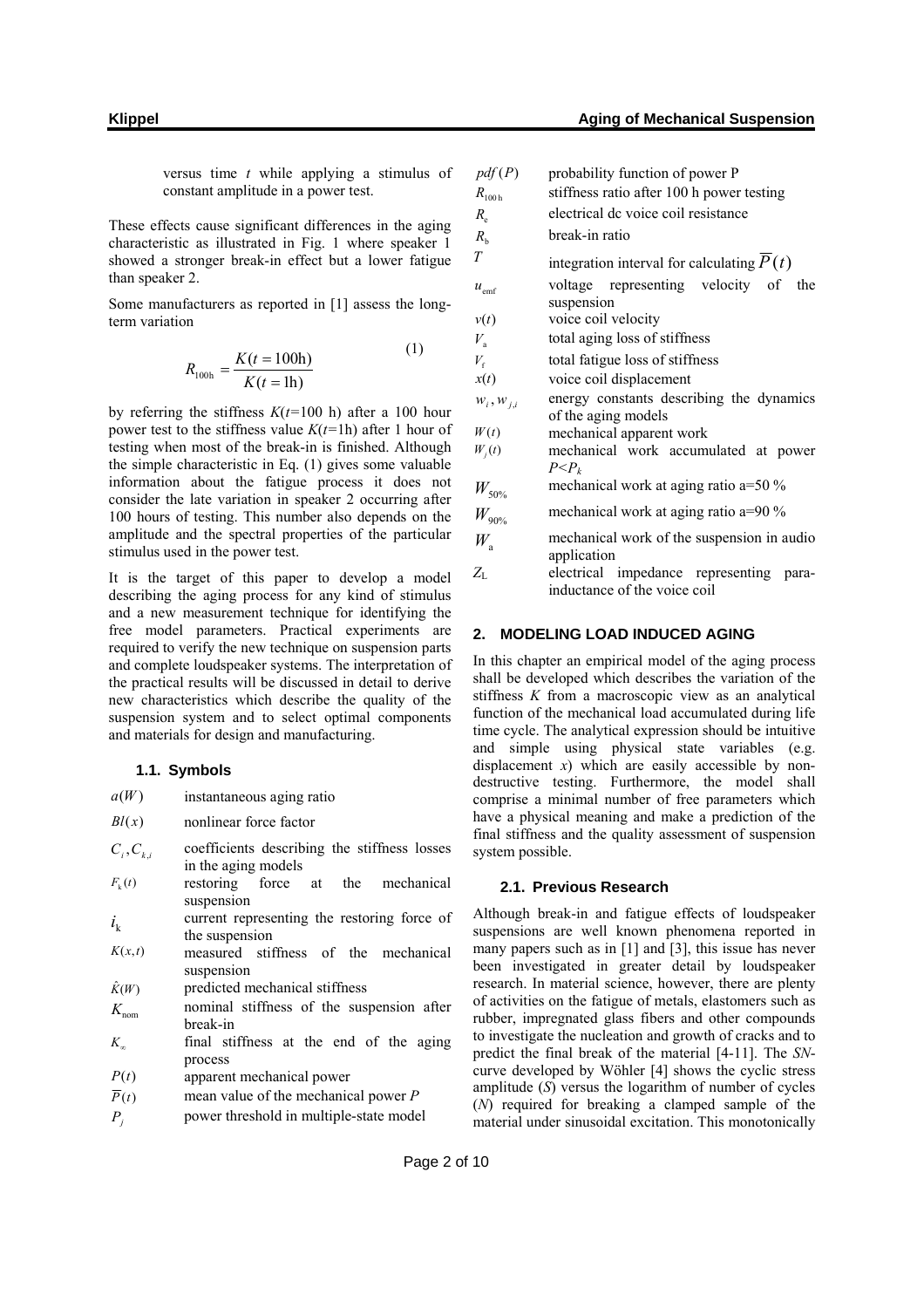versus time $t$ while applying a stimulus of constant amplitude in a power test.

These effects cause significant differences in the aging characteristic as illustrated in Fig. 1 where speaker 1 showed a stronger break-in effect but a lower fatigue than speaker 2.

Some manufacturers as reported in [1] assess the long-term variation

$$R_{100\mathrm{h}} = \frac{K(t = 100\mathrm{h})}{K(t = 1\mathrm{h})} \tag{1}$$

by referring the stiffness $K(t$=100 h) after a 100 hour power test to the stiffness value $K(t$=1h) after 1 hour of testing when most of the break-in is finished. Although the simple characteristic in Eq. (1) gives some valuable information about the fatigue process it does not consider the late variation in speaker 2 occurring after 100 hours of testing. This number also depends on the amplitude and the spectral properties of the particular stimulus used in the power test.

It is the target of this paper to develop a model describing the aging process for any kind of stimulus and a new measurement technique for identifying the free model parameters. Practical experiments are required to verify the new technique on suspension parts and complete loudspeaker systems. The interpretation of the practical results will be discussed in detail to derive new characteristics which describe the quality of the suspension system and to select optimal components and materials for design and manufacturing.

### 1.1. Symbols

| | |
|---|---|
| $a(W)$ | instantaneous aging ratio |
| $Bl(x)$ | nonlinear force factor |
| $C_i, C_{k,i}$ | coefficients describing the stiffness losses in the aging models |
| $F_k(t)$ | restoring force at the mechanical suspension |
| $i_k$ | current representing the restoring force of the suspension |
| $K(x,t)$ | measured stiffness of the mechanical suspension |
| $\hat{K}(W)$ | predicted mechanical stiffness |
| $K_{nom}$ | nominal stiffness of the suspension after break-in |
| $K_\infty$ | final stiffness at the end of the aging process |
| $P(t)$ | apparent mechanical power |
| $\overline{P}(t)$ | mean value of the mechanical power $P$ |
| $P_j$ | power threshold in multiple-state model |
| $pdf(P)$ | probability function of power P |
| $R_{100\mathrm{h}}$ | stiffness ratio after 100 h power testing |
| $R_e$ | electrical dc voice coil resistance |
| $R_b$ | break-in ratio |
| $T$ | integration interval for calculating $\overline{P}(t)$ |
| $u_{emf}$ | voltage representing velocity of the suspension |
| $v(t)$ | voice coil velocity |
| $V_a$ | total aging loss of stiffness |
| $V_f$ | total fatigue loss of stiffness |
| $x(t)$ | voice coil displacement |
| $w_i, w_{j,i}$ | energy constants describing the dynamics of the aging models |
| $W(t)$ | mechanical apparent work |
| $W_j(t)$ | mechanical work accumulated at power $P<P_k$ |
| $W_{50\%}$ | mechanical work at aging ratio a=50 % |
| $W_{90\%}$ | mechanical work at aging ratio a=90 % |
| $W_a$ | mechanical work of the suspension in audio application |
| $Z_L$ | electrical impedance representing para-inductance of the voice coil |

## 2. MODELING LOAD INDUCED AGING

In this chapter an empirical model of the aging process shall be developed which describes the variation of the stiffness $K$ from a macroscopic view as an analytical function of the mechanical load accumulated during life time cycle. The analytical expression should be intuitive and simple using physical state variables (e.g. displacement $x$) which are easily accessible by non-destructive testing. Furthermore, the model shall comprise a minimal number of free parameters which have a physical meaning and make a prediction of the final stiffness and the quality assessment of suspension system possible.

### 2.1. Previous Research

Although break-in and fatigue effects of loudspeaker suspensions are well known phenomena reported in many papers such as in [1] and [3], this issue has never been investigated in greater detail by loudspeaker research. In material science, however, there are plenty of activities on the fatigue of metals, elastomers such as rubber, impregnated glass fibers and other compounds to investigate the nucleation and growth of cracks and to predict the final break of the material [4-11]. The *SN*-curve developed by Wöhler [4] shows the cyclic stress amplitude ($S$) versus the logarithm of number of cycles ($N$) required for breaking a clamped sample of the material under sinusoidal excitation. This monotonically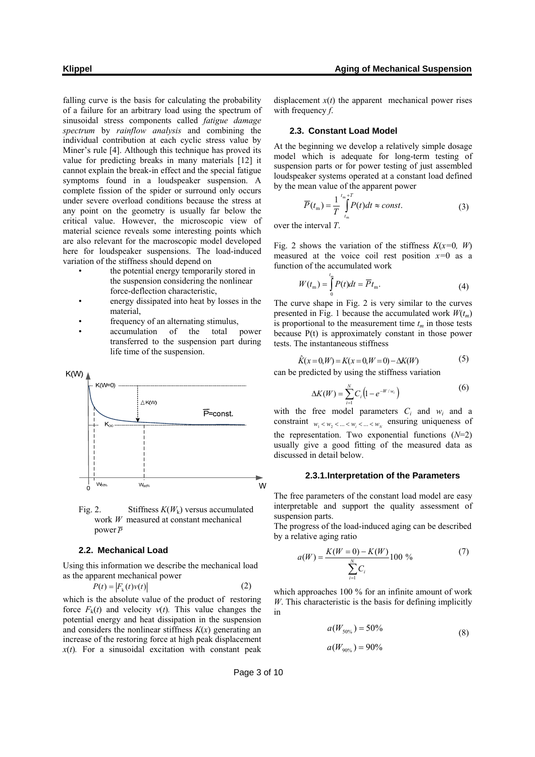falling curve is the basis for calculating the probability of a failure for an arbitrary load using the spectrum of sinusoidal stress components called *fatigue damage spectrum* by *rainflow analysis* and combining the individual contribution at each cyclic stress value by Miner's rule [4]. Although this technique has proved its value for predicting breaks in many materials [12] it cannot explain the break-in effect and the special fatigue symptoms found in a loudspeaker suspension. A complete fission of the spider or surround only occurs under severe overload conditions because the stress at any point on the geometry is usually far below the critical value. However, the microscopic view of material science reveals some interesting points which are also relevant for the macroscopic model developed here for loudspeaker suspensions. The load-induced variation of the stiffness should depend on

- the potential energy temporarily stored in the suspension considering the nonlinear force-deflection characteristic,
- energy dissipated into heat by losses in the material,
- frequency of an alternating stimulus,
- accumulation of the total power transferred to the suspension part during life time of the suspension.

Fig. 2. Stiffness $K(W_k)$ versus accumulated work $W$ measured at constant mechanical power $\overline{P}$

### 2.2. Mechanical Load

Using this information we describe the mechanical load as the apparent mechanical power

$$P(t) = \left|F_k(t)v(t)\right| \tag{2}$$

which is the absolute value of the product of restoring force $F_k(t)$ and velocity $v(t)$. This value changes the potential energy and heat dissipation in the suspension and considers the nonlinear stiffness $K(x)$ generating an increase of the restoring force at high peak displacement $x(t)$. For a sinusoidal excitation with constant peak displacement $x(t)$ the apparent mechanical power rises with frequency $f$.

### 2.3. Constant Load Model

At the beginning we develop a relatively simple dosage model which is adequate for long-term testing of suspension parts or for power testing of just assembled loudspeaker systems operated at a constant load defined by the mean value of the apparent power

$$\overline{P}(t_m) = \frac{1}{T}\int_{t_m}^{t_m+T} P(t)dt \approx const. \tag{3}$$

over the interval $T$.

Fig. 2 shows the variation of the stiffness $K(x=0, W)$ measured at the voice coil rest position $x=0$ as a function of the accumulated work

$$W(t_m) = \int_0^{t_m} P(t)dt = \overline{P}t_m. \tag{4}$$

The curve shape in Fig. 2 is very similar to the curves presented in Fig. 1 because the accumulated work $W(t_m)$ is proportional to the measurement time $t_m$ in those tests because P(t) is approximately constant in those power tests. The instantaneous stiffness

$$\hat{K}(x=0,W) = K(x=0,W=0) - \Delta K(W) \tag{5}$$

can be predicted by using the stiffness variation

$$\Delta K(W) = \sum_{i=1}^{N} C_i\left(1 - e^{-W/w_i}\right) \tag{6}$$

with the free model parameters $C_i$ and $w_i$ and a constraint $w_1 < w_2 < ... < w_i < ... < w_N$ ensuring uniqueness of the representation. Two exponential functions ($N$=2) usually give a good fitting of the measured data as discussed in detail below.

#### 2.3.1. Interpretation of the Parameters

The free parameters of the constant load model are easy interpretable and support the quality assessment of suspension parts.

The progress of the load-induced aging can be described by a relative aging ratio

$$a(W) = \frac{K(W=0) - K(W)}{\sum_{i=1}^{N} C_i} 100\ \% \tag{7}$$

which approaches 100 % for an infinite amount of work $W$. This characteristic is the basis for defining implicitly in

$$a(W_{50\%}) = 50\%$$
$$a(W_{90\%}) = 90\% \tag{8}$$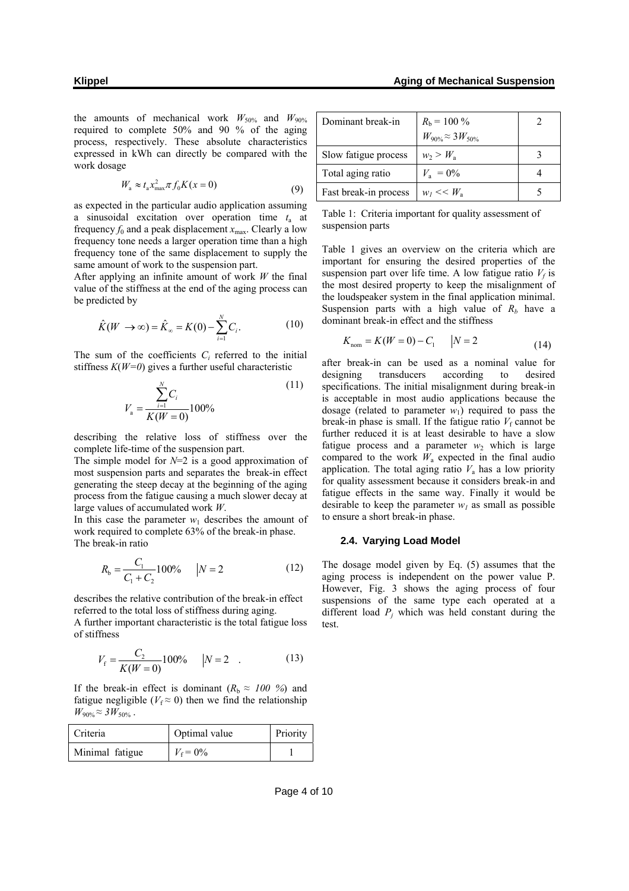the amounts of mechanical work $W_{50\%}$ and $W_{90\%}$ required to complete 50% and 90 % of the aging process, respectively. These absolute characteristics expressed in kWh can directly be compared with the work dosage

$$W_{\mathrm{a}} \approx t_{\mathrm{a}} x_{\max}^{2} \pi f_{0} K(x=0) \tag{9}$$

as expected in the particular audio application assuming a sinusoidal excitation over operation time $t_a$ at frequency $f_0$ and a peak displacement $x_{max}$. Clearly a low frequency tone needs a larger operation time than a high frequency tone of the same displacement to supply the same amount of work to the suspension part.

After applying an infinite amount of work $W$ the final value of the stiffness at the end of the aging process can be predicted by

$$\hat{K}(W \to \infty) = \hat{K}_{\infty} = K(0) - \sum_{i=1}^{N} C_i . \tag{10}$$

The sum of the coefficients $C_i$ referred to the initial stiffness $K(W=0)$ gives a further useful characteristic

$$V_{\mathrm{a}} = \frac{\sum_{i=1}^{N} C_i}{K(W=0)} 100\% \tag{11}$$

describing the relative loss of stiffness over the complete life-time of the suspension part.

The simple model for $N$=2 is a good approximation of most suspension parts and separates the break-in effect generating the steep decay at the beginning of the aging process from the fatigue causing a much slower decay at large values of accumulated work $W$.

In this case the parameter $w_1$ describes the amount of work required to complete 63% of the break-in phase.

The break-in ratio

$$R_{\mathrm{b}} = \frac{C_1}{C_1 + C_2} 100\% \qquad \Big| N = 2 \tag{12}$$

describes the relative contribution of the break-in effect referred to the total loss of stiffness during aging.

A further important characteristic is the total fatigue loss of stiffness

$$V_{\mathrm{f}} = \frac{C_2}{K(W=0)} 100\% \qquad \Big| N = 2 \quad . \tag{13}$$

If the break-in effect is dominant ($R_b \approx 100\ \%$) and fatigue negligible ($V_f \approx 0$) then we find the relationship $W_{90\%} \approx 3W_{50\%}$ .

| Criteria | Optimal value | Priority |
|---|---|---|
| Minimal fatigue | $V_f = 0\%$ | 1 |
| Dominant break-in | $R_b = 100\ \%$ $W_{90\%} \approx 3W_{50\%}$ | 2 |
| Slow fatigue process | $w_2 > W_a$ | 3 |
| Total aging ratio | $V_a = 0\%$ | 4 |
| Fast break-in process | $w_1 << W_a$ | 5 |

Table 1: Criteria important for quality assessment of suspension parts

Table 1 gives an overview on the criteria which are important for ensuring the desired properties of the suspension part over life time. A low fatigue ratio $V_f$ is the most desired property to keep the misalignment of the loudspeaker system in the final application minimal. Suspension parts with a high value of $R_b$ have a dominant break-in effect and the stiffness

$$K_{\mathrm{nom}} = K(W=0) - C_1 \qquad \Big| N = 2 \tag{14}$$

after break-in can be used as a nominal value for designing transducers according to desired specifications. The initial misalignment during break-in is acceptable in most audio applications because the dosage (related to parameter $w_1$) required to pass the break-in phase is small. If the fatigue ratio $V_f$ cannot be further reduced it is at least desirable to have a slow fatigue process and a parameter $w_2$ which is large compared to the work $W_a$ expected in the final audio application. The total aging ratio $V_a$ has a low priority for quality assessment because it considers break-in and fatigue effects in the same way. Finally it would be desirable to keep the parameter $w_1$ as small as possible to ensure a short break-in phase.

### 2.4. Varying Load Model

The dosage model given by Eq. (5) assumes that the aging process is independent on the power value P. However, Fig. 3 shows the aging process of four suspensions of the same type each operated at a different load $P_j$ which was held constant during the test.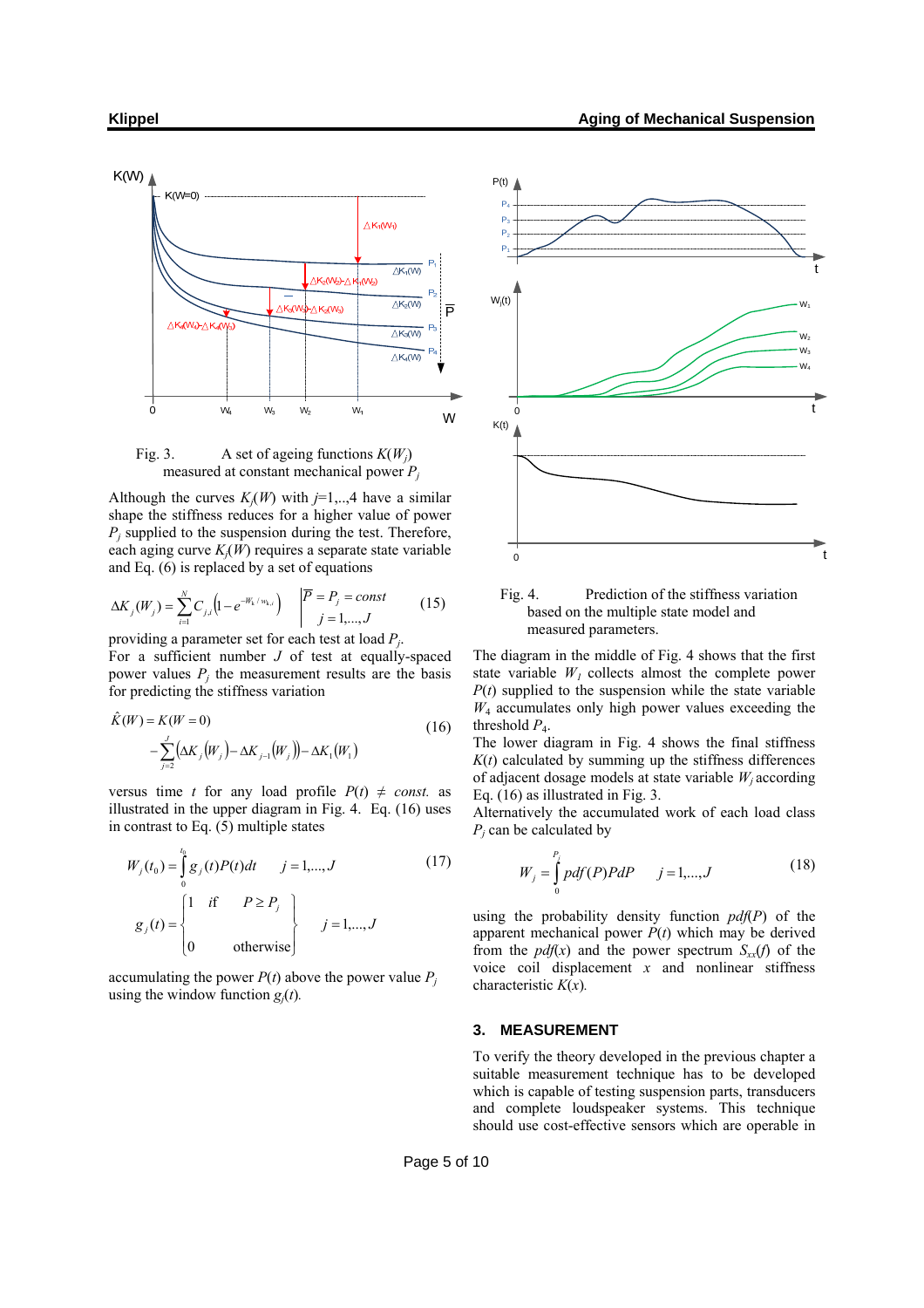Fig. 3. A set of ageing functions $K(W_j)$ measured at constant mechanical power $P_j$

Although the curves $K_j(W)$ with $j$=1,..,4 have a similar shape the stiffness reduces for a higher value of power $P_j$ supplied to the suspension during the test. Therefore, each aging curve $K_j(W)$ requires a separate state variable and Eq. (6) is replaced by a set of equations

$$\Delta K_j(W_j) = \sum_{i=1}^{N} C_{j,i}\left(1 - e^{-W_k / w_{k,i}}\right) \quad \left| \begin{array}{l} \overline{P} = P_j = const \\ j = 1,...,J \end{array} \right. \tag{15}$$

providing a parameter set for each test at load $P_j$.
For a sufficient number $J$ of test at equally-spaced power values $P_j$ the measurement results are the basis for predicting the stiffness variation

$$\hat{K}(W) = K(W=0) - \sum_{j=2}^{J}\left(\Delta K_j(W_j) - \Delta K_{j-1}(W_j)\right) - \Delta K_1(W_1) \tag{16}$$

versus time $t$ for any load profile $P(t) \neq const.$ as illustrated in the upper diagram in Fig. 4. Eq. (16) uses in contrast to Eq. (5) multiple states

$$W_j(t_0) = \int_0^{t_0} g_j(t)P(t)dt \qquad j = 1,...,J \tag{17}$$

$$g_j(t) = \left\{ \begin{array}{ll} 1 \quad \text{if} & P \geq P_j \\ 0 & \text{otherwise} \end{array} \right\} \qquad j = 1,...,J$$

accumulating the power $P(t)$ above the power value $P_j$ using the window function $g_j(t)$.

Fig. 4. Prediction of the stiffness variation based on the multiple state model and measured parameters.

The diagram in the middle of Fig. 4 shows that the first state variable $W_1$ collects almost the complete power $P(t)$ supplied to the suspension while the state variable $W_4$ accumulates only high power values exceeding the threshold $P_4$.
The lower diagram in Fig. 4 shows the final stiffness $K(t)$ calculated by summing up the stiffness differences of adjacent dosage models at state variable $W_j$ according Eq. (16) as illustrated in Fig. 3.
Alternatively the accumulated work of each load class $P_j$ can be calculated by

$$W_j = \int_0^{P_j} pdf(P)PdP \qquad j = 1,...,J \tag{18}$$

using the probability density function $pdf(P)$ of the apparent mechanical power $P(t)$ which may be derived from the $pdf(x)$ and the power spectrum $S_{xx}(f)$ of the voice coil displacement $x$ and nonlinear stiffness characteristic $K(x)$.

## 3. MEASUREMENT

To verify the theory developed in the previous chapter a suitable measurement technique has to be developed which is capable of testing suspension parts, transducers and complete loudspeaker systems. This technique should use cost-effective sensors which are operable in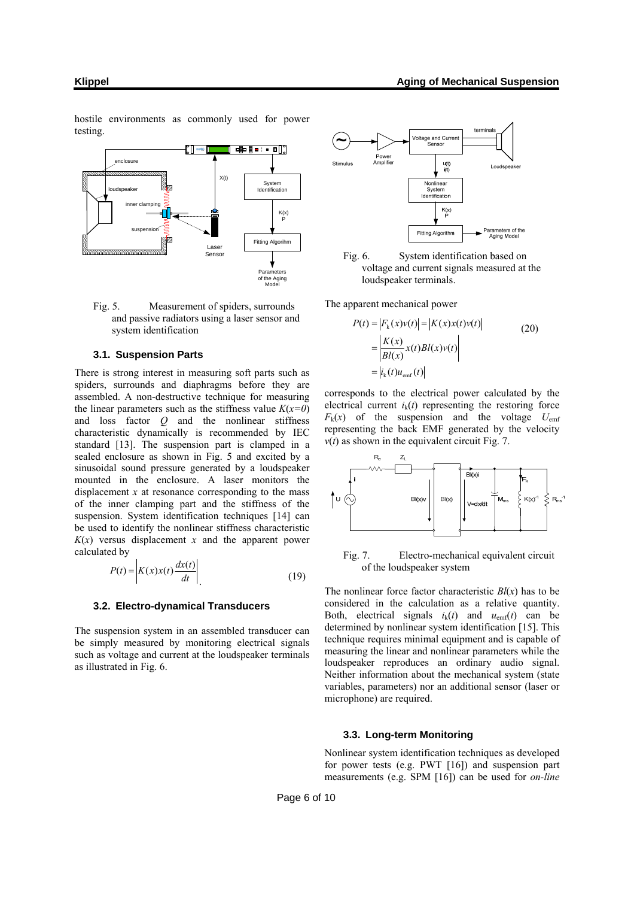hostile environments as commonly used for power testing.

Fig. 5. Measurement of spiders, surrounds and passive radiators using a laser sensor and system identification

### 3.1. Suspension Parts

There is strong interest in measuring soft parts such as spiders, surrounds and diaphragms before they are assembled. A non-destructive technique for measuring the linear parameters such as the stiffness value $K(x=0)$ and loss factor $Q$ and the nonlinear stiffness characteristic dynamically is recommended by IEC standard [13]. The suspension part is clamped in a sealed enclosure as shown in Fig. 5 and excited by a sinusoidal sound pressure generated by a loudspeaker mounted in the enclosure. A laser monitors the displacement $x$ at resonance corresponding to the mass of the inner clamping part and the stiffness of the suspension. System identification techniques [14] can be used to identify the nonlinear stiffness characteristic $K(x)$ versus displacement $x$ and the apparent power calculated by

$$P(t) = \left| K(x)x(t)\frac{dx(t)}{dt} \right| \tag{19}$$

### 3.2. Electro-dynamical Transducers

The suspension system in an assembled transducer can be simply measured by monitoring electrical signals such as voltage and current at the loudspeaker terminals as illustrated in Fig. 6.

Fig. 6. System identification based on voltage and current signals measured at the loudspeaker terminals.

The apparent mechanical power

$$\begin{aligned} P(t) &= \left| F_{\mathrm{k}}(x)v(t) \right| = \left| K(x)x(t)v(t) \right| \\ &= \left| \frac{K(x)}{Bl(x)} x(t) Bl(x) v(t) \right| \\ &= \left| i_{\mathrm{k}}(t) u_{\mathrm{emf}}(t) \right| \end{aligned} \tag{20}$$

corresponds to the electrical power calculated by the electrical current $i_{\mathrm{k}}(t)$ representing the restoring force $F_{\mathrm{k}}(x)$ of the suspension and the voltage $U_{\mathrm{emf}}$ representing the back EMF generated by the velocity $v(t)$ as shown in the equivalent circuit Fig. 7.

Fig. 7. Electro-mechanical equivalent circuit of the loudspeaker system

The nonlinear force factor characteristic $Bl(x)$ has to be considered in the calculation as a relative quantity. Both, electrical signals $i_{\mathrm{k}}(t)$ and $u_{\mathrm{emf}}(t)$ can be determined by nonlinear system identification [15]. This technique requires minimal equipment and is capable of measuring the linear and nonlinear parameters while the loudspeaker reproduces an ordinary audio signal. Neither information about the mechanical system (state variables, parameters) nor an additional sensor (laser or microphone) are required.

### 3.3. Long-term Monitoring

Nonlinear system identification techniques as developed for power tests (e.g. PWT [16]) and suspension part measurements (e.g. SPM [16]) can be used for *on-line*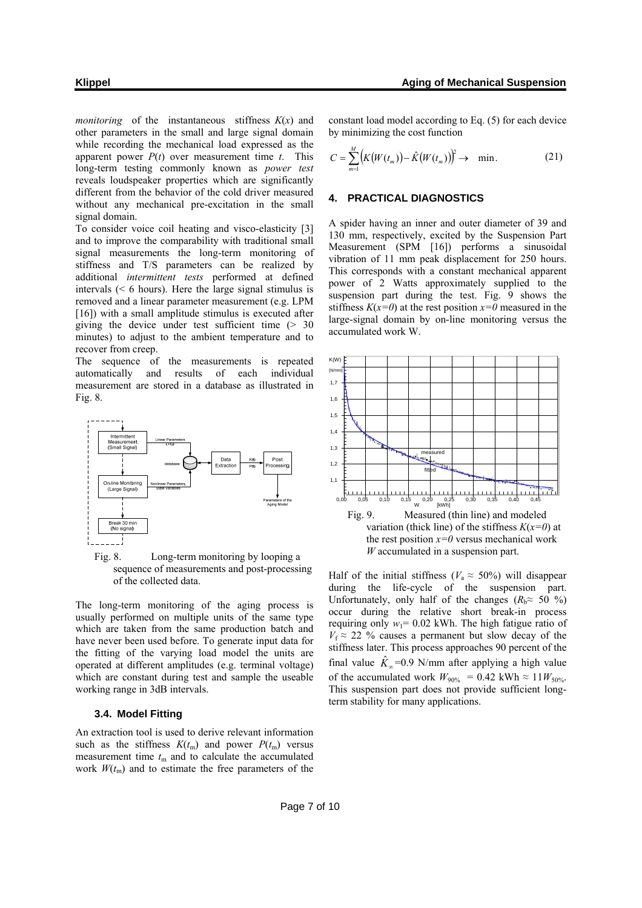*monitoring* of the instantaneous stiffness $K(x)$ and other parameters in the small and large signal domain while recording the mechanical load expressed as the apparent power $P(t)$ over measurement time $t$. This long-term testing commonly known as *power test* reveals loudspeaker properties which are significantly different from the behavior of the cold driver measured without any mechanical pre-excitation in the small signal domain.

To consider voice coil heating and visco-elasticity [3] and to improve the comparability with traditional small signal measurements the long-term monitoring of stiffness and T/S parameters can be realized by additional *intermittent tests* performed at defined intervals (< 6 hours). Here the large signal stimulus is removed and a linear parameter measurement (e.g. LPM [16]) with a small amplitude stimulus is executed after giving the device under test sufficient time (> 30 minutes) to adjust to the ambient temperature and to recover from creep.

The sequence of the measurements is repeated automatically and results of each individual measurement are stored in a database as illustrated in Fig. 8.

Fig. 8. Long-term monitoring by looping a sequence of measurements and post-processing of the collected data.

The long-term monitoring of the aging process is usually performed on multiple units of the same type which are taken from the same production batch and have never been used before. To generate input data for the fitting of the varying load model the units are operated at different amplitudes (e.g. terminal voltage) which are constant during test and sample the useable working range in 3dB intervals.

### 3.4. Model Fitting

An extraction tool is used to derive relevant information such as the stiffness $K(t_m)$ and power $P(t_m)$ versus measurement time $t_m$ and to calculate the accumulated work $W(t_m)$ and to estimate the free parameters of the constant load model according to Eq. (5) for each device by minimizing the cost function

$$C = \sum_{m=1}^{M} \left( K(W(t_m)) - \hat{K}(W(t_m)) \right)^2 \rightarrow \min . \tag{21}$$

## 4. PRACTICAL DIAGNOSTICS

A spider having an inner and outer diameter of 39 and 130 mm, respectively, excited by the Suspension Part Measurement (SPM [16]) performs a sinusoidal vibration of 11 mm peak displacement for 250 hours. This corresponds with a constant mechanical apparent power of 2 Watts approximately supplied to the suspension part during the test. Fig. 9 shows the stiffness $K(x=0)$ at the rest position $x=0$ measured in the large-signal domain by on-line monitoring versus the accumulated work W.

Fig. 9. Measured (thin line) and modeled variation (thick line) of the stiffness $K(x=0)$ at the rest position $x=0$ versus mechanical work $W$ accumulated in a suspension part.

Half of the initial stiffness ($V_a \approx 50\%$) will disappear during the life-cycle of the suspension part. Unfortunately, only half of the changes ($R_b \approx 50$ %) occur during the relative short break-in process requiring only $w_1 = 0.02$ kWh. The high fatigue ratio of $V_f \approx 22$ % causes a permanent but slow decay of the stiffness later. This process approaches 90 percent of the final value $\hat{K}_\infty = 0.9$ N/mm after applying a high value of the accumulated work $W_{90\%} = 0.42$ kWh $\approx 11 W_{50\%}$. This suspension part does not provide sufficient long-term stability for many applications.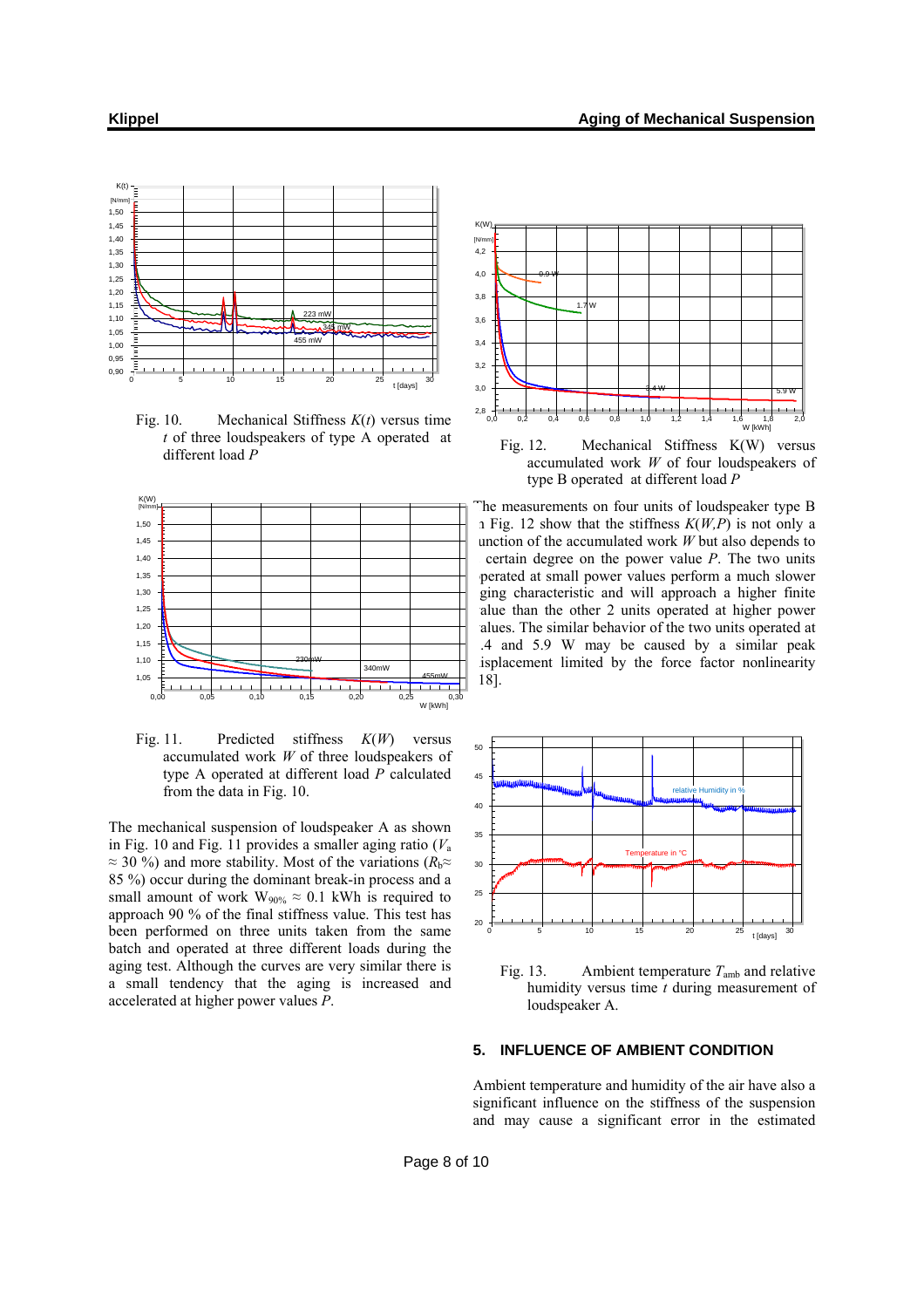Fig. 10. Mechanical Stiffness $K(t)$ versus time $t$ of three loudspeakers of type A operated at different load $P$

Fig. 11. Predicted stiffness $K(W)$ versus accumulated work $W$ of three loudspeakers of type A operated at different load $P$ calculated from the data in Fig. 10.

The mechanical suspension of loudspeaker A as shown in Fig. 10 and Fig. 11 provides a smaller aging ratio ($V_a \approx 30$ %) and more stability. Most of the variations ($R_b \approx 85$ %) occur during the dominant break-in process and a small amount of work $W_{90\%} \approx 0.1$ kWh is required to approach 90 % of the final stiffness value. This test has been performed on three units taken from the same batch and operated at three different loads during the aging test. Although the curves are very similar there is a small tendency that the aging is increased and accelerated at higher power values $P$.

Fig. 12. Mechanical Stiffness K(W) versus accumulated work $W$ of four loudspeakers of type B operated at different load $P$

The measurements on four units of loudspeaker type B in Fig. 12 show that the stiffness $K(W,P)$ is not only a function of the accumulated work $W$ but also depends to a certain degree on the power value $P$. The two units operated at small power values perform a much slower aging characteristic and will approach a higher finite value than the other 2 units operated at higher power values. The similar behavior of the two units operated at 3.4 and 5.9 W may be caused by a similar peak displacement limited by the force factor nonlinearity [18].

Fig. 13. Ambient temperature $T_{amb}$ and relative humidity versus time $t$ during measurement of loudspeaker A.

## 5. INFLUENCE OF AMBIENT CONDITION

Ambient temperature and humidity of the air have also a significant influence on the stiffness of the suspension and may cause a significant error in the estimated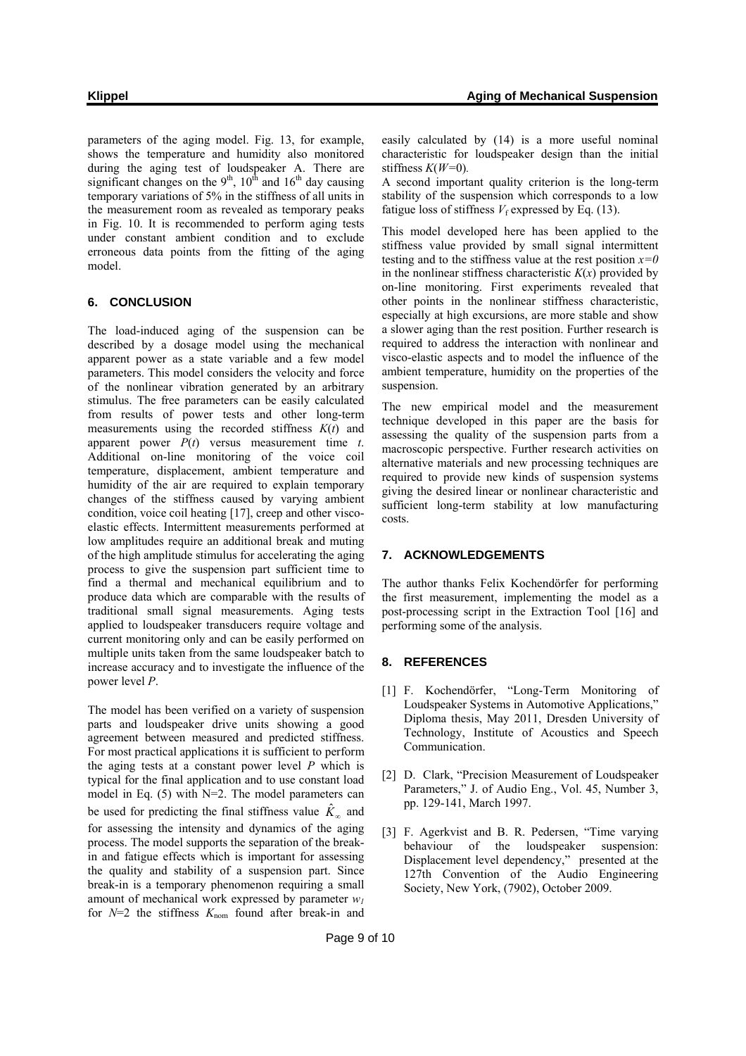parameters of the aging model. Fig. 13, for example, shows the temperature and humidity also monitored during the aging test of loudspeaker A. There are significant changes on the 9th, 10th and 16th day causing temporary variations of 5% in the stiffness of all units in the measurement room as revealed as temporary peaks in Fig. 10. It is recommended to perform aging tests under constant ambient condition and to exclude erroneous data points from the fitting of the aging model.

## 6. CONCLUSION

The load-induced aging of the suspension can be described by a dosage model using the mechanical apparent power as a state variable and a few model parameters. This model considers the velocity and force of the nonlinear vibration generated by an arbitrary stimulus. The free parameters can be easily calculated from results of power tests and other long-term measurements using the recorded stiffness $K(t)$ and apparent power $P(t)$ versus measurement time $t$. Additional on-line monitoring of the voice coil temperature, displacement, ambient temperature and humidity of the air are required to explain temporary changes of the stiffness caused by varying ambient condition, voice coil heating [17], creep and other visco-elastic effects. Intermittent measurements performed at low amplitudes require an additional break and muting of the high amplitude stimulus for accelerating the aging process to give the suspension part sufficient time to find a thermal and mechanical equilibrium and to produce data which are comparable with the results of traditional small signal measurements. Aging tests applied to loudspeaker transducers require voltage and current monitoring only and can be easily performed on multiple units taken from the same loudspeaker batch to increase accuracy and to investigate the influence of the power level $P$.

The model has been verified on a variety of suspension parts and loudspeaker drive units showing a good agreement between measured and predicted stiffness. For most practical applications it is sufficient to perform the aging tests at a constant power level $P$ which is typical for the final application and to use constant load model in Eq. (5) with N=2. The model parameters can be used for predicting the final stiffness value $\hat{K}_{\infty}$ and for assessing the intensity and dynamics of the aging process. The model supports the separation of the break-in and fatigue effects which is important for assessing the quality and stability of a suspension part. Since break-in is a temporary phenomenon requiring a small amount of mechanical work expressed by parameter $w_1$ for $N$=2 the stiffness $K_{\text{nom}}$ found after break-in and easily calculated by (14) is a more useful nominal characteristic for loudspeaker design than the initial stiffness $K(W$=0).

A second important quality criterion is the long-term stability of the suspension which corresponds to a low fatigue loss of stiffness $V_{\text{f}}$ expressed by Eq. (13).

This model developed here has been applied to the stiffness value provided by small signal intermittent testing and to the stiffness value at the rest position $x=0$ in the nonlinear stiffness characteristic $K(x)$ provided by on-line monitoring. First experiments revealed that other points in the nonlinear stiffness characteristic, especially at high excursions, are more stable and show a slower aging than the rest position. Further research is required to address the interaction with nonlinear and visco-elastic aspects and to model the influence of the ambient temperature, humidity on the properties of the suspension.

The new empirical model and the measurement technique developed in this paper are the basis for assessing the quality of the suspension parts from a macroscopic perspective. Further research activities on alternative materials and new processing techniques are required to provide new kinds of suspension systems giving the desired linear or nonlinear characteristic and sufficient long-term stability at low manufacturing costs.

## 7. ACKNOWLEDGEMENTS

The author thanks Felix Kochendörfer for performing the first measurement, implementing the model as a post-processing script in the Extraction Tool [16] and performing some of the analysis.

## 8. REFERENCES

[1] F. Kochendörfer, "Long-Term Monitoring of Loudspeaker Systems in Automotive Applications," Diploma thesis, May 2011, Dresden University of Technology, Institute of Acoustics and Speech Communication.

[2] D. Clark, "Precision Measurement of Loudspeaker Parameters," J. of Audio Eng., Vol. 45, Number 3, pp. 129-141, March 1997.

[3] F. Agerkvist and B. R. Pedersen, "Time varying behaviour of the loudspeaker suspension: Displacement level dependency," presented at the 127th Convention of the Audio Engineering Society, New York, (7902), October 2009.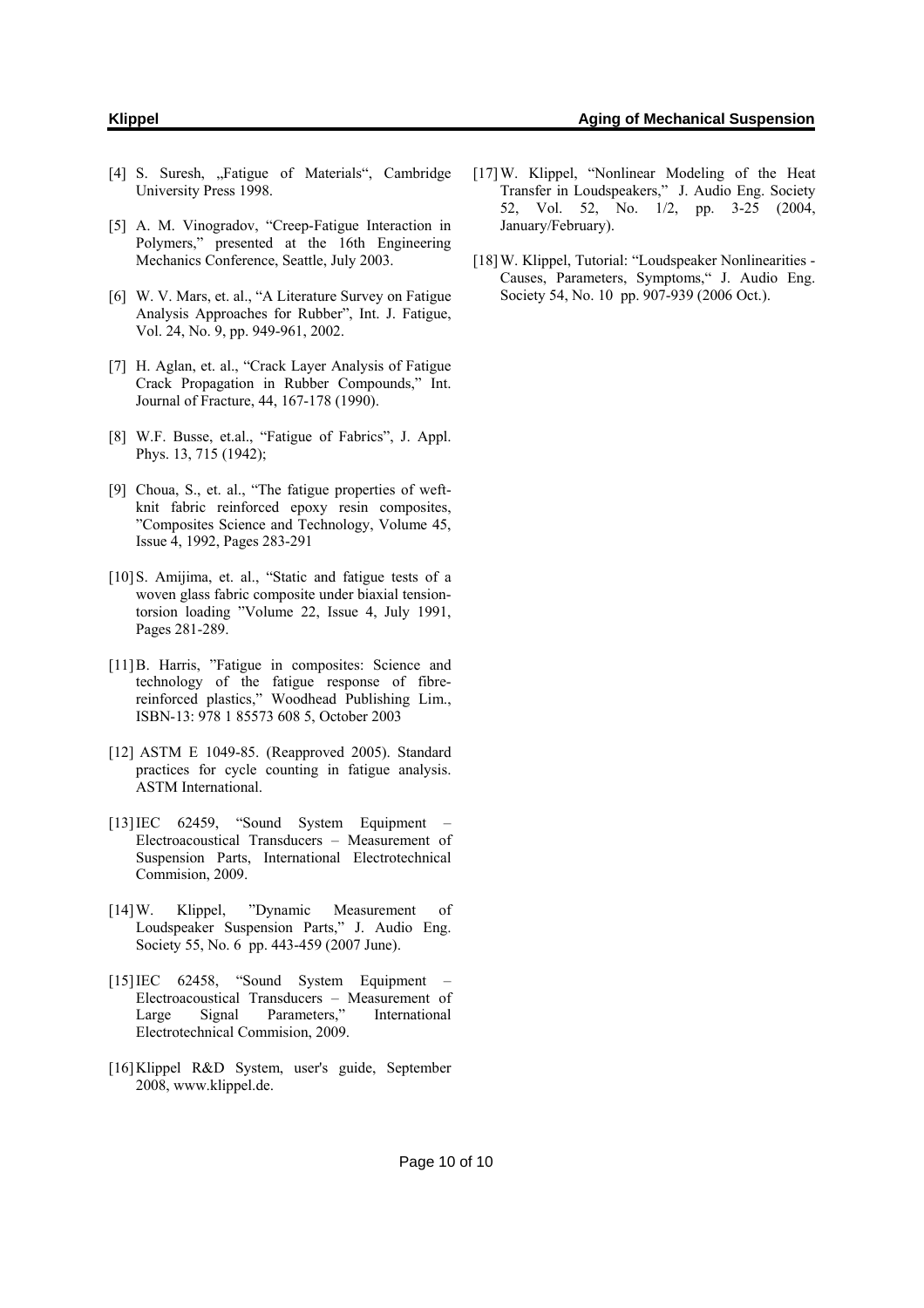[4] S. Suresh, „Fatigue of Materials“, Cambridge University Press 1998.

[5] A. M. Vinogradov, “Creep-Fatigue Interaction in Polymers,” presented at the 16th Engineering Mechanics Conference, Seattle, July 2003.

[6] W. V. Mars, et. al., “A Literature Survey on Fatigue Analysis Approaches for Rubber”, Int. J. Fatigue, Vol. 24, No. 9, pp. 949-961, 2002.

[7] H. Aglan, et. al., “Crack Layer Analysis of Fatigue Crack Propagation in Rubber Compounds,” Int. Journal of Fracture, 44, 167-178 (1990).

[8] W.F. Busse, et.al., “Fatigue of Fabrics”, J. Appl. Phys. 13, 715 (1942);

[9] Choua, S., et. al., “The fatigue properties of weft-knit fabric reinforced epoxy resin composites, ”Composites Science and Technology, Volume 45, Issue 4, 1992, Pages 283-291

[10] S. Amijima, et. al., “Static and fatigue tests of a woven glass fabric composite under biaxial tension-torsion loading ”Volume 22, Issue 4, July 1991, Pages 281-289.

[11] B. Harris, ”Fatigue in composites: Science and technology of the fatigue response of fibre-reinforced plastics,” Woodhead Publishing Lim., ISBN-13: 978 1 85573 608 5, October 2003

[12] ASTM E 1049-85. (Reapproved 2005). Standard practices for cycle counting in fatigue analysis. ASTM International.

[13] IEC 62459, “Sound System Equipment – Electroacoustical Transducers – Measurement of Suspension Parts, International Electrotechnical Commision, 2009.

[14] W. Klippel, ”Dynamic Measurement of Loudspeaker Suspension Parts,” J. Audio Eng. Society 55, No. 6 pp. 443-459 (2007 June).

[15] IEC 62458, “Sound System Equipment – Electroacoustical Transducers – Measurement of Large Signal Parameters,” International Electrotechnical Commision, 2009.

[16] Klippel R&D System, user's guide, September 2008, www.klippel.de.

[17] W. Klippel, “Nonlinear Modeling of the Heat Transfer in Loudspeakers,” J. Audio Eng. Society 52, Vol. 52, No. 1/2, pp. 3-25 (2004, January/February).

[18] W. Klippel, Tutorial: “Loudspeaker Nonlinearities - Causes, Parameters, Symptoms,“ J. Audio Eng. Society 54, No. 10 pp. 907-939 (2006 Oct.).